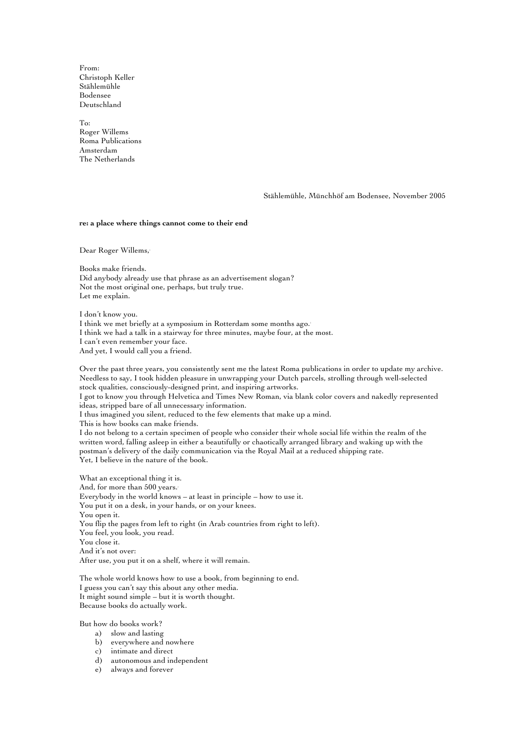From:
Christoph Keller
Stählemühle
Bodensee
Deutschland

To:
Roger Willems
Roma Publications
Amsterdam
The Netherlands

Stählemühle, Münchhöf am Bodensee, November 2005

**re: a place where things cannot come to their end**

Dear Roger Willems,

Books make friends.
Did anybody already use that phrase as an advertisement slogan?
Not the most original one, perhaps, but truly true.
Let me explain.

I don't know you.
I think we met briefly at a symposium in Rotterdam some months ago.
I think we had a talk in a stairway for three minutes, maybe four, at the most.
I can't even remember your face.
And yet, I would call you a friend.

Over the past three years, you consistently sent me the latest Roma publications in order to update my archive.
Needless to say, I took hidden pleasure in unwrapping your Dutch parcels, strolling through well-selected stock qualities, consciously-designed print, and inspiring artworks.
I got to know you through Helvetica and Times New Roman, via blank color covers and nakedly represented ideas, stripped bare of all unnecessary information.
I thus imagined you silent, reduced to the few elements that make up a mind.
This is how books can make friends.
I do not belong to a certain specimen of people who consider their whole social life within the realm of the written word, falling asleep in either a beautifully or chaotically arranged library and waking up with the postman's delivery of the daily communication via the Royal Mail at a reduced shipping rate.
Yet, I believe in the nature of the book.

What an exceptional thing it is.
And, for more than 500 years.
Everybody in the world knows – at least in principle – how to use it.
You put it on a desk, in your hands, or on your knees.
You open it.
You flip the pages from left to right (in Arab countries from right to left).
You feel, you look, you read.
You close it.
And it's not over:
After use, you put it on a shelf, where it will remain.

The whole world knows how to use a book, from beginning to end.
I guess you can't say this about any other media.
It might sound simple – but it is worth thought.
Because books do actually work.

But how do books work?

a) slow and lasting
b) everywhere and nowhere
c) intimate and direct
d) autonomous and independent
e) always and forever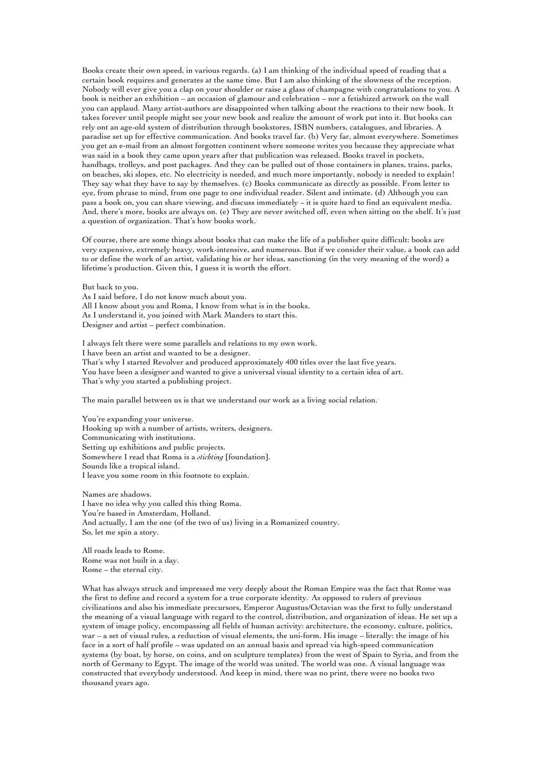Books create their own speed, in various regards. (a) I am thinking of the individual speed of reading that a certain book requires and generates at the same time. But I am also thinking of the slowness of the reception. Nobody will ever give you a clap on your shoulder or raise a glass of champagne with congratulations to you. A book is neither an exhibition – an occasion of glamour and celebration – nor a fetishized artwork on the wall you can applaud. Many artist-authors are disappointed when talking about the reactions to their new book. It takes forever until people might see your new book and realize the amount of work put into it. But books can rely ont an age-old system of distribution through bookstores, ISBN numbers, catalogues, and libraries. A paradise set up for effective communication. And books travel far. (b) Very far, almost everywhere. Sometimes you get an e-mail from an almost forgotten continent where someone writes you because they appreciate what was said in a book they came upon years after that publication was released. Books travel in pockets, handbags, trolleys, and post packages. And they can be pulled out of those containers in planes, trains, parks, on beaches, ski slopes, etc. No electricity is needed, and much more importantly, nobody is needed to explain! They say what they have to say by themselves. (c) Books communicate as directly as possible. From letter to eye, from phrase to mind, from one page to one individual reader. Silent and intimate. (d) Although you can pass a book on, you can share viewing, and discuss immediately – it is quite hard to find an equivalent media. And, there's more, books are always on. (e) They are never switched off, even when sitting on the shelf. It's just a question of organization. That's how books work.

Of course, there are some things about books that can make the life of a publisher quite difficult: books are very expensive, extremely heavy, work-intensive, and numerous. But if we consider their value, a book can add to or define the work of an artist, validating his or her ideas, sanctioning (in the very meaning of the word) a lifetime's production. Given this, I guess it is worth the effort.

But back to you.
As I said before, I do not know much about you.
All I know about you and Roma, I know from what is in the books.
As I understand it, you joined with Mark Manders to start this.
Designer and artist – perfect combination.

I always felt there were some parallels and relations to my own work.
I have been an artist and wanted to be a designer.
That's why I started Revolver and produced approximately 400 titles over the last five years.
You have been a designer and wanted to give a universal visual identity to a certain idea of art.
That's why you started a publishing project.

The main parallel between us is that we understand our work as a living social relation.

You're expanding your universe.
Hooking up with a number of artists, writers, designers.
Communicating with institutions.
Setting up exhibitions and public projects.
Somewhere I read that Roma is a *stichting* [foundation].
Sounds like a tropical island.
I leave you some room in this footnote to explain.

Names are shadows.
I have no idea why you called this thing Roma.
You're based in Amsterdam, Holland.
And actually, I am the one (of the two of us) living in a Romanized country.
So, let me spin a story.

All roads leads to Rome.
Rome was not built in a day.
Rome – the eternal city.

What has always struck and impressed me very deeply about the Roman Empire was the fact that Rome was the first to define and record a system for a true corporate identity. As opposed to rulers of previous civilizations and also his immediate precursors, Emperor Augustus/Octavian was the first to fully understand the meaning of a visual language with regard to the control, distribution, and organization of ideas. He set up a system of image policy, encompassing all fields of human activity: architecture, the economy, culture, politics, war – a set of visual rules, a reduction of visual elements, the uni-form. His image – literally: the image of his face in a sort of half profile – was updated on an annual basis and spread via high-speed communication systems (by boat, by horse, on coins, and on sculpture templates) from the west of Spain to Syria, and from the north of Germany to Egypt. The image of the world was united. The world was one. A visual language was constructed that everybody understood. And keep in mind, there was no print, there were no books two thousand years ago.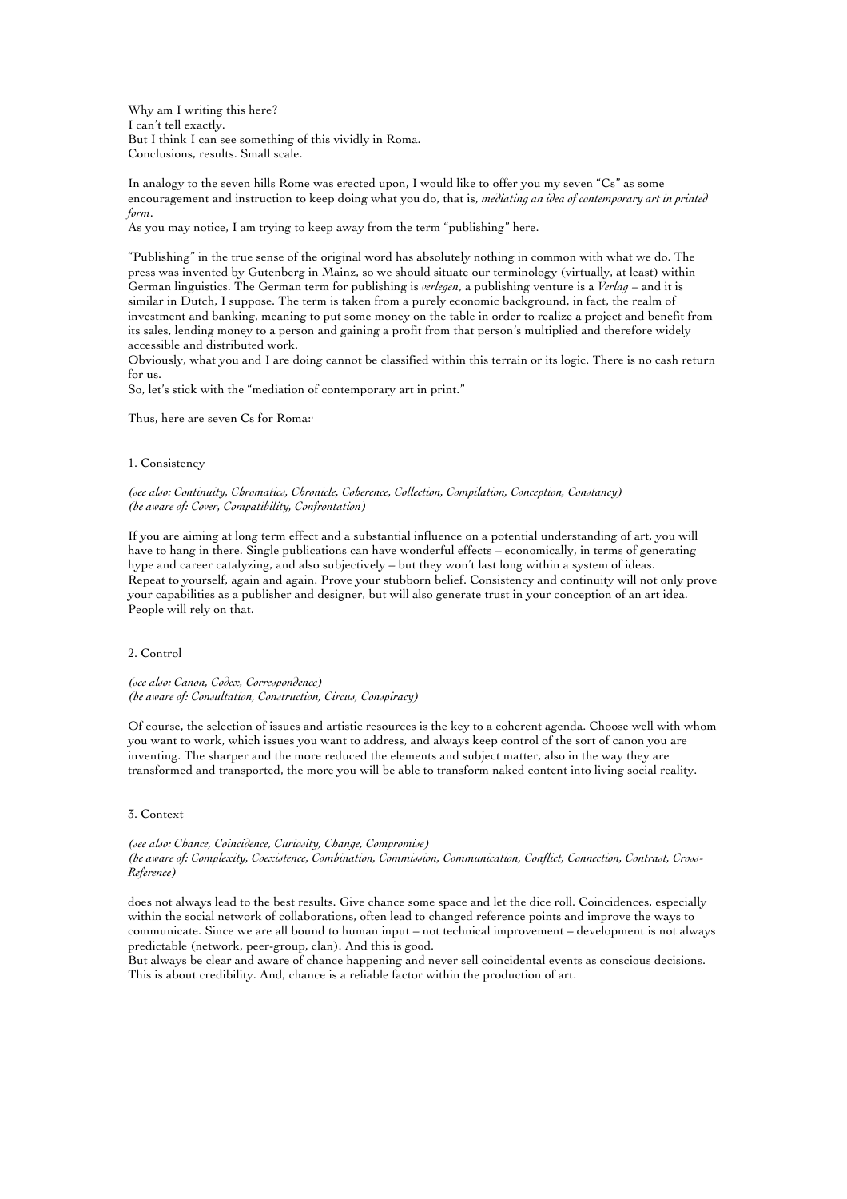Why am I writing this here?
I can't tell exactly.
But I think I can see something of this vividly in Roma.
Conclusions, results. Small scale.

In analogy to the seven hills Rome was erected upon, I would like to offer you my seven "Cs" as some encouragement and instruction to keep doing what you do, that is, *mediating an idea of contemporary art in printed form*.
As you may notice, I am trying to keep away from the term "publishing" here.

"Publishing" in the true sense of the original word has absolutely nothing in common with what we do. The press was invented by Gutenberg in Mainz, so we should situate our terminology (virtually, at least) within German linguistics. The German term for publishing is *verlegen*, a publishing venture is a *Verlag* – and it is similar in Dutch, I suppose. The term is taken from a purely economic background, in fact, the realm of investment and banking, meaning to put some money on the table in order to realize a project and benefit from its sales, lending money to a person and gaining a profit from that person's multiplied and therefore widely accessible and distributed work.
Obviously, what you and I are doing cannot be classified within this terrain or its logic. There is no cash return for us.
So, let's stick with the "mediation of contemporary art in print."

Thus, here are seven Cs for Roma:

1. Consistency

*(see also: Continuity, Chromatics, Chronicle, Coherence, Collection, Compilation, Conception, Constancy)*
*(be aware of: Cover, Compatibility, Confrontation)*

If you are aiming at long term effect and a substantial influence on a potential understanding of art, you will have to hang in there. Single publications can have wonderful effects – economically, in terms of generating hype and career catalyzing, and also subjectively – but they won't last long within a system of ideas.
Repeat to yourself, again and again. Prove your stubborn belief. Consistency and continuity will not only prove your capabilities as a publisher and designer, but will also generate trust in your conception of an art idea. People will rely on that.

2. Control

*(see also: Canon, Codex, Correspondence)*
*(be aware of: Consultation, Construction, Circus, Conspiracy)*

Of course, the selection of issues and artistic resources is the key to a coherent agenda. Choose well with whom you want to work, which issues you want to address, and always keep control of the sort of canon you are inventing. The sharper and the more reduced the elements and subject matter, also in the way they are transformed and transported, the more you will be able to transform naked content into living social reality.

3. Context

*(see also: Chance, Coincidence, Curiosity, Change, Compromise)*
*(be aware of: Complexity, Coexistence, Combination, Commission, Communication, Conflict, Connection, Contrast, Cross-Reference)*

does not always lead to the best results. Give chance some space and let the dice roll. Coincidences, especially within the social network of collaborations, often lead to changed reference points and improve the ways to communicate. Since we are all bound to human input – not technical improvement – development is not always predictable (network, peer-group, clan). And this is good.
But always be clear and aware of chance happening and never sell coincidental events as conscious decisions. This is about credibility. And, chance is a reliable factor within the production of art.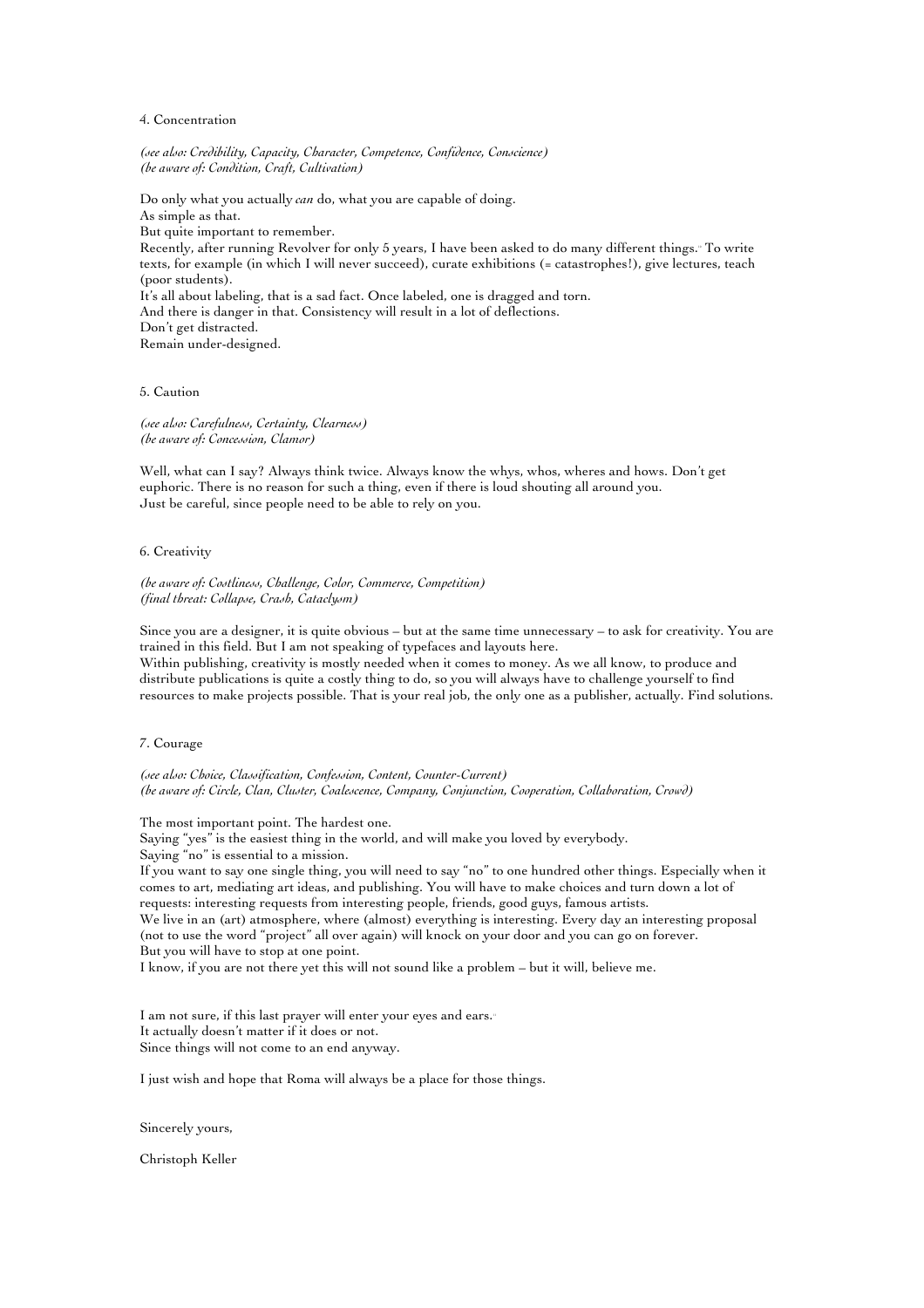4. Concentration

*(see also: Credibility, Capacity, Character, Competence, Confidence, Conscience)*
*(be aware of: Condition, Craft, Cultivation)*

Do only what you actually *can* do, what you are capable of doing.
As simple as that.
But quite important to remember.
Recently, after running Revolver for only 5 years, I have been asked to do many different things. To write texts, for example (in which I will never succeed), curate exhibitions (= catastrophes!), give lectures, teach (poor students).
It's all about labeling, that is a sad fact. Once labeled, one is dragged and torn.
And there is danger in that. Consistency will result in a lot of deflections.
Don't get distracted.
Remain under-designed.

5. Caution

*(see also: Carefulness, Certainty, Clearness)*
*(be aware of: Concession, Clamor)*

Well, what can I say? Always think twice. Always know the whys, whos, wheres and hows. Don't get euphoric. There is no reason for such a thing, even if there is loud shouting all around you.
Just be careful, since people need to be able to rely on you.

6. Creativity

*(be aware of: Costliness, Challenge, Color, Commerce, Competition)*
*(final threat: Collapse, Crash, Cataclysm)*

Since you are a designer, it is quite obvious – but at the same time unnecessary – to ask for creativity. You are trained in this field. But I am not speaking of typefaces and layouts here.
Within publishing, creativity is mostly needed when it comes to money. As we all know, to produce and distribute publications is quite a costly thing to do, so you will always have to challenge yourself to find resources to make projects possible. That is your real job, the only one as a publisher, actually. Find solutions.

7. Courage

*(see also: Choice, Classification, Confession, Content, Counter-Current)*
*(be aware of: Circle, Clan, Cluster, Coalescence, Company, Conjunction, Cooperation, Collaboration, Crowd)*

The most important point. The hardest one.
Saying "yes" is the easiest thing in the world, and will make you loved by everybody.
Saying "no" is essential to a mission.
If you want to say one single thing, you will need to say "no" to one hundred other things. Especially when it comes to art, mediating art ideas, and publishing. You will have to make choices and turn down a lot of requests: interesting requests from interesting people, friends, good guys, famous artists.
We live in an (art) atmosphere, where (almost) everything is interesting. Every day an interesting proposal (not to use the word "project" all over again) will knock on your door and you can go on forever.
But you will have to stop at one point.
I know, if you are not there yet this will not sound like a problem – but it will, believe me.

I am not sure, if this last prayer will enter your eyes and ears.
It actually doesn't matter if it does or not.
Since things will not come to an end anyway.

I just wish and hope that Roma will always be a place for those things.

Sincerely yours,

Christoph Keller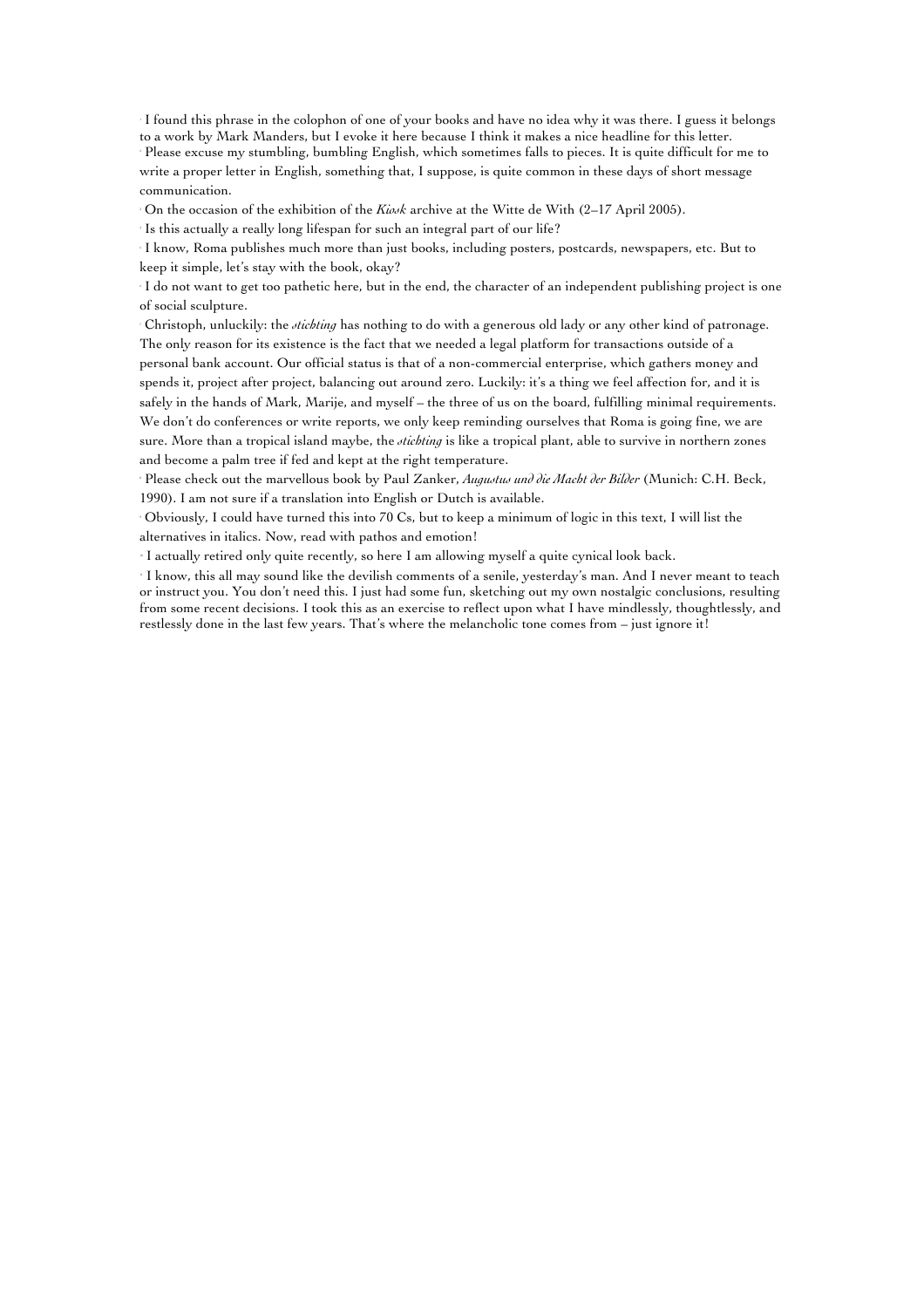[1] I found this phrase in the colophon of one of your books and have no idea why it was there. I guess it belongs to a work by Mark Manders, but I evoke it here because I think it makes a nice headline for this letter.
[2] Please excuse my stumbling, bumbling English, which sometimes falls to pieces. It is quite difficult for me to write a proper letter in English, something that, I suppose, is quite common in these days of short message communication.
[3] On the occasion of the exhibition of the *Kiosk* archive at the Witte de With (2–17 April 2005).
[4] Is this actually a really long lifespan for such an integral part of our life?
[5] I know, Roma publishes much more than just books, including posters, postcards, newspapers, etc. But to keep it simple, let's stay with the book, okay?
[6] I do not want to get too pathetic here, but in the end, the character of an independent publishing project is one of social sculpture.
[7] Christoph, unluckily: the *stichting* has nothing to do with a generous old lady or any other kind of patronage. The only reason for its existence is the fact that we needed a legal platform for transactions outside of a personal bank account. Our official status is that of a non-commercial enterprise, which gathers money and spends it, project after project, balancing out around zero. Luckily: it's a thing we feel affection for, and it is safely in the hands of Mark, Marije, and myself – the three of us on the board, fulfilling minimal requirements. We don't do conferences or write reports, we only keep reminding ourselves that Roma is going fine, we are sure. More than a tropical island maybe, the *stichting* is like a tropical plant, able to survive in northern zones and become a palm tree if fed and kept at the right temperature.
[8] Please check out the marvellous book by Paul Zanker, *Augustus und die Macht der Bilder* (Munich: C.H. Beck, 1990). I am not sure if a translation into English or Dutch is available.
[9] Obviously, I could have turned this into 70 Cs, but to keep a minimum of logic in this text, I will list the alternatives in italics. Now, read with pathos and emotion!
[10] I actually retired only quite recently, so here I am allowing myself a quite cynical look back.
[11] I know, this all may sound like the devilish comments of a senile, yesterday's man. And I never meant to teach or instruct you. You don't need this. I just had some fun, sketching out my own nostalgic conclusions, resulting from some recent decisions. I took this as an exercise to reflect upon what I have mindlessly, thoughtlessly, and restlessly done in the last few years. That's where the melancholic tone comes from – just ignore it!